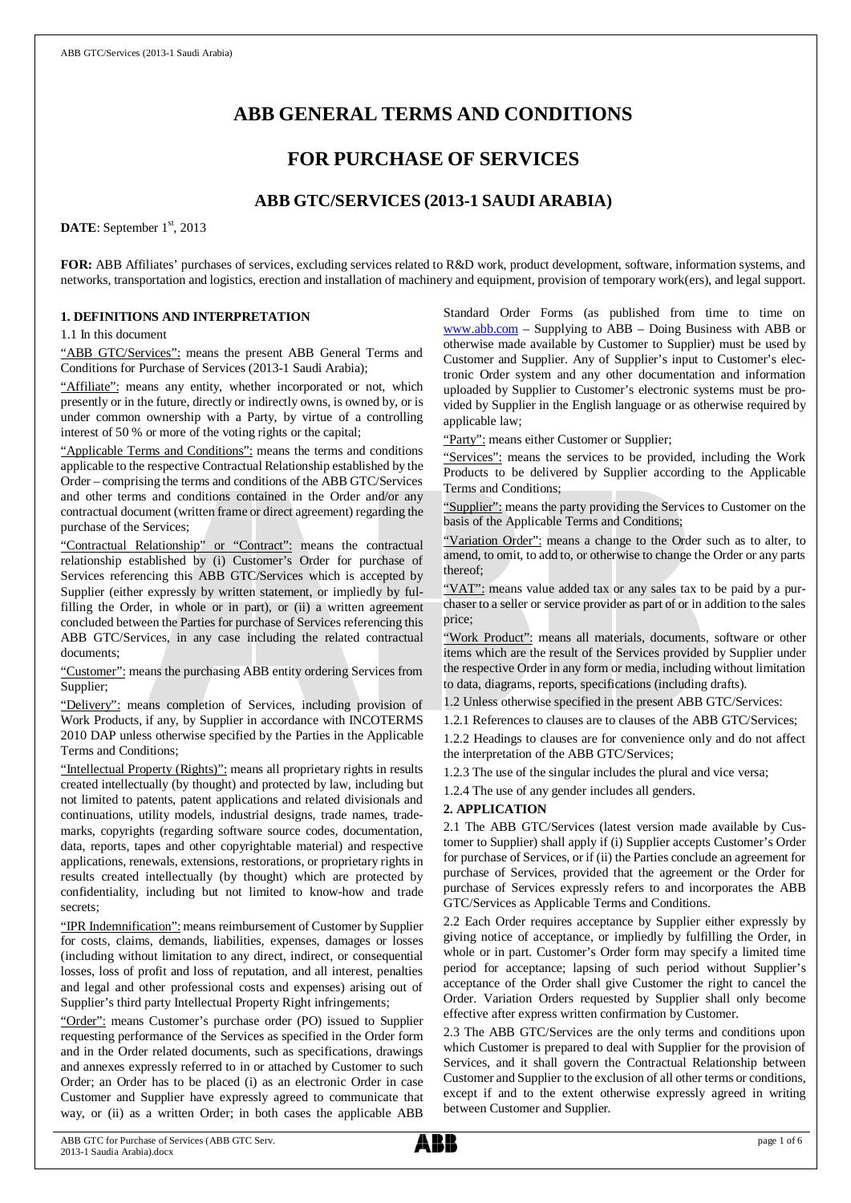# ABB GENERAL TERMS AND CONDITIONS

## FOR PURCHASE OF SERVICES

### ABB GTC/SERVICES (2013-1 SAUDI ARABIA)

**DATE**: September 1st, 2013

**FOR:** ABB Affiliates' purchases of services, excluding services related to R&D work, product development, software, information systems, and networks, transportation and logistics, erection and installation of machinery and equipment, provision of temporary work(ers), and legal support.

**1. DEFINITIONS AND INTERPRETATION**

1.1 In this document

"ABB GTC/Services": means the present ABB General Terms and Conditions for Purchase of Services (2013-1 Saudi Arabia);

"Affiliate": means any entity, whether incorporated or not, which presently or in the future, directly or indirectly owns, is owned by, or is under common ownership with a Party, by virtue of a controlling interest of 50 % or more of the voting rights or the capital;

"Applicable Terms and Conditions": means the terms and conditions applicable to the respective Contractual Relationship established by the Order – comprising the terms and conditions of the ABB GTC/Services and other terms and conditions contained in the Order and/or any contractual document (written frame or direct agreement) regarding the purchase of the Services;

"Contractual Relationship" or "Contract": means the contractual relationship established by (i) Customer's Order for purchase of Services referencing this ABB GTC/Services which is accepted by Supplier (either expressly by written statement, or impliedly by fulfilling the Order, in whole or in part), or (ii) a written agreement concluded between the Parties for purchase of Services referencing this ABB GTC/Services, in any case including the related contractual documents;

"Customer": means the purchasing ABB entity ordering Services from Supplier;

"Delivery": means completion of Services, including provision of Work Products, if any, by Supplier in accordance with INCOTERMS 2010 DAP unless otherwise specified by the Parties in the Applicable Terms and Conditions;

"Intellectual Property (Rights)": means all proprietary rights in results created intellectually (by thought) and protected by law, including but not limited to patents, patent applications and related divisionals and continuations, utility models, industrial designs, trade names, trademarks, copyrights (regarding software source codes, documentation, data, reports, tapes and other copyrightable material) and respective applications, renewals, extensions, restorations, or proprietary rights in results created intellectually (by thought) which are protected by confidentiality, including but not limited to know-how and trade secrets;

"IPR Indemnification": means reimbursement of Customer by Supplier for costs, claims, demands, liabilities, expenses, damages or losses (including without limitation to any direct, indirect, or consequential losses, loss of profit and loss of reputation, and all interest, penalties and legal and other professional costs and expenses) arising out of Supplier's third party Intellectual Property Right infringements;

"Order": means Customer's purchase order (PO) issued to Supplier requesting performance of the Services as specified in the Order form and in the Order related documents, such as specifications, drawings and annexes expressly referred to in or attached by Customer to such Order; an Order has to be placed (i) as an electronic Order in case Customer and Supplier have expressly agreed to communicate that way, or (ii) as a written Order; in both cases the applicable ABB Standard Order Forms (as published from time to time on www.abb.com – Supplying to ABB – Doing Business with ABB or otherwise made available by Customer to Supplier) must be used by Customer and Supplier. Any of Supplier's input to Customer's electronic Order system and any other documentation and information uploaded by Supplier to Customer's electronic systems must be provided by Supplier in the English language or as otherwise required by applicable law;

"Party": means either Customer or Supplier;

"Services": means the services to be provided, including the Work Products to be delivered by Supplier according to the Applicable Terms and Conditions;

"Supplier": means the party providing the Services to Customer on the basis of the Applicable Terms and Conditions;

"Variation Order": means a change to the Order such as to alter, to amend, to omit, to add to, or otherwise to change the Order or any parts thereof;

"VAT": means value added tax or any sales tax to be paid by a purchaser to a seller or service provider as part of or in addition to the sales price;

"Work Product": means all materials, documents, software or other items which are the result of the Services provided by Supplier under the respective Order in any form or media, including without limitation to data, diagrams, reports, specifications (including drafts).

1.2 Unless otherwise specified in the present ABB GTC/Services:

1.2.1 References to clauses are to clauses of the ABB GTC/Services;

1.2.2 Headings to clauses are for convenience only and do not affect the interpretation of the ABB GTC/Services;

1.2.3 The use of the singular includes the plural and vice versa;

1.2.4 The use of any gender includes all genders.

**2. APPLICATION**

2.1 The ABB GTC/Services (latest version made available by Customer to Supplier) shall apply if (i) Supplier accepts Customer's Order for purchase of Services, or if (ii) the Parties conclude an agreement for purchase of Services, provided that the agreement or the Order for purchase of Services expressly refers to and incorporates the ABB GTC/Services as Applicable Terms and Conditions.

2.2 Each Order requires acceptance by Supplier either expressly by giving notice of acceptance, or impliedly by fulfilling the Order, in whole or in part. Customer's Order form may specify a limited time period for acceptance; lapsing of such period without Supplier's acceptance of the Order shall give Customer the right to cancel the Order. Variation Orders requested by Supplier shall only become effective after express written confirmation by Customer.

2.3 The ABB GTC/Services are the only terms and conditions upon which Customer is prepared to deal with Supplier for the provision of Services, and it shall govern the Contractual Relationship between Customer and Supplier to the exclusion of all other terms or conditions, except if and to the extent otherwise expressly agreed in writing between Customer and Supplier.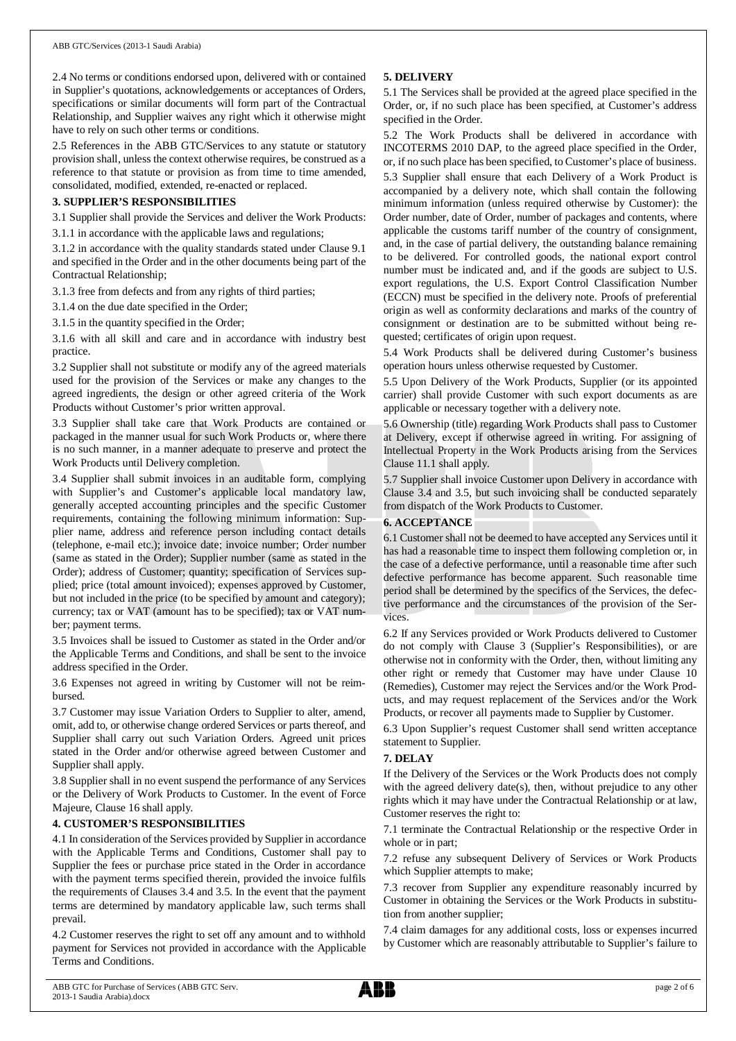2.4 No terms or conditions endorsed upon, delivered with or contained in Supplier's quotations, acknowledgements or acceptances of Orders, specifications or similar documents will form part of the Contractual Relationship, and Supplier waives any right which it otherwise might have to rely on such other terms or conditions.

2.5 References in the ABB GTC/Services to any statute or statutory provision shall, unless the context otherwise requires, be construed as a reference to that statute or provision as from time to time amended, consolidated, modified, extended, re-enacted or replaced.

**3. SUPPLIER'S RESPONSIBILITIES**

3.1 Supplier shall provide the Services and deliver the Work Products:

3.1.1 in accordance with the applicable laws and regulations;

3.1.2 in accordance with the quality standards stated under Clause 9.1 and specified in the Order and in the other documents being part of the Contractual Relationship;

3.1.3 free from defects and from any rights of third parties;

3.1.4 on the due date specified in the Order;

3.1.5 in the quantity specified in the Order;

3.1.6 with all skill and care and in accordance with industry best practice.

3.2 Supplier shall not substitute or modify any of the agreed materials used for the provision of the Services or make any changes to the agreed ingredients, the design or other agreed criteria of the Work Products without Customer's prior written approval.

3.3 Supplier shall take care that Work Products are contained or packaged in the manner usual for such Work Products or, where there is no such manner, in a manner adequate to preserve and protect the Work Products until Delivery completion.

3.4 Supplier shall submit invoices in an auditable form, complying with Supplier's and Customer's applicable local mandatory law, generally accepted accounting principles and the specific Customer requirements, containing the following minimum information: Supplier name, address and reference person including contact details (telephone, e-mail etc.); invoice date; invoice number; Order number (same as stated in the Order); Supplier number (same as stated in the Order); address of Customer; quantity; specification of Services supplied; price (total amount invoiced); expenses approved by Customer, but not included in the price (to be specified by amount and category); currency; tax or VAT (amount has to be specified); tax or VAT number; payment terms.

3.5 Invoices shall be issued to Customer as stated in the Order and/or the Applicable Terms and Conditions, and shall be sent to the invoice address specified in the Order.

3.6 Expenses not agreed in writing by Customer will not be reimbursed.

3.7 Customer may issue Variation Orders to Supplier to alter, amend, omit, add to, or otherwise change ordered Services or parts thereof, and Supplier shall carry out such Variation Orders. Agreed unit prices stated in the Order and/or otherwise agreed between Customer and Supplier shall apply.

3.8 Supplier shall in no event suspend the performance of any Services or the Delivery of Work Products to Customer. In the event of Force Majeure, Clause 16 shall apply.

**4. CUSTOMER'S RESPONSIBILITIES**

4.1 In consideration of the Services provided by Supplier in accordance with the Applicable Terms and Conditions, Customer shall pay to Supplier the fees or purchase price stated in the Order in accordance with the payment terms specified therein, provided the invoice fulfils the requirements of Clauses 3.4 and 3.5. In the event that the payment terms are determined by mandatory applicable law, such terms shall prevail.

4.2 Customer reserves the right to set off any amount and to withhold payment for Services not provided in accordance with the Applicable Terms and Conditions.

**5. DELIVERY**

5.1 The Services shall be provided at the agreed place specified in the Order, or, if no such place has been specified, at Customer's address specified in the Order.

5.2 The Work Products shall be delivered in accordance with INCOTERMS 2010 DAP, to the agreed place specified in the Order, or, if no such place has been specified, to Customer's place of business.

5.3 Supplier shall ensure that each Delivery of a Work Product is accompanied by a delivery note, which shall contain the following minimum information (unless required otherwise by Customer): the Order number, date of Order, number of packages and contents, where applicable the customs tariff number of the country of consignment, and, in the case of partial delivery, the outstanding balance remaining to be delivered. For controlled goods, the national export control number must be indicated and, and if the goods are subject to U.S. export regulations, the U.S. Export Control Classification Number (ECCN) must be specified in the delivery note. Proofs of preferential origin as well as conformity declarations and marks of the country of consignment or destination are to be submitted without being requested; certificates of origin upon request.

5.4 Work Products shall be delivered during Customer's business operation hours unless otherwise requested by Customer.

5.5 Upon Delivery of the Work Products, Supplier (or its appointed carrier) shall provide Customer with such export documents as are applicable or necessary together with a delivery note.

5.6 Ownership (title) regarding Work Products shall pass to Customer at Delivery, except if otherwise agreed in writing. For assigning of Intellectual Property in the Work Products arising from the Services Clause 11.1 shall apply.

5.7 Supplier shall invoice Customer upon Delivery in accordance with Clause 3.4 and 3.5, but such invoicing shall be conducted separately from dispatch of the Work Products to Customer.

**6. ACCEPTANCE**

6.1 Customer shall not be deemed to have accepted any Services until it has had a reasonable time to inspect them following completion or, in the case of a defective performance, until a reasonable time after such defective performance has become apparent. Such reasonable time period shall be determined by the specifics of the Services, the defective performance and the circumstances of the provision of the Services.

6.2 If any Services provided or Work Products delivered to Customer do not comply with Clause 3 (Supplier's Responsibilities), or are otherwise not in conformity with the Order, then, without limiting any other right or remedy that Customer may have under Clause 10 (Remedies), Customer may reject the Services and/or the Work Products, and may request replacement of the Services and/or the Work Products, or recover all payments made to Supplier by Customer.

6.3 Upon Supplier's request Customer shall send written acceptance statement to Supplier.

**7. DELAY**

If the Delivery of the Services or the Work Products does not comply with the agreed delivery date(s), then, without prejudice to any other rights which it may have under the Contractual Relationship or at law, Customer reserves the right to:

7.1 terminate the Contractual Relationship or the respective Order in whole or in part;

7.2 refuse any subsequent Delivery of Services or Work Products which Supplier attempts to make;

7.3 recover from Supplier any expenditure reasonably incurred by Customer in obtaining the Services or the Work Products in substitution from another supplier;

7.4 claim damages for any additional costs, loss or expenses incurred by Customer which are reasonably attributable to Supplier's failure to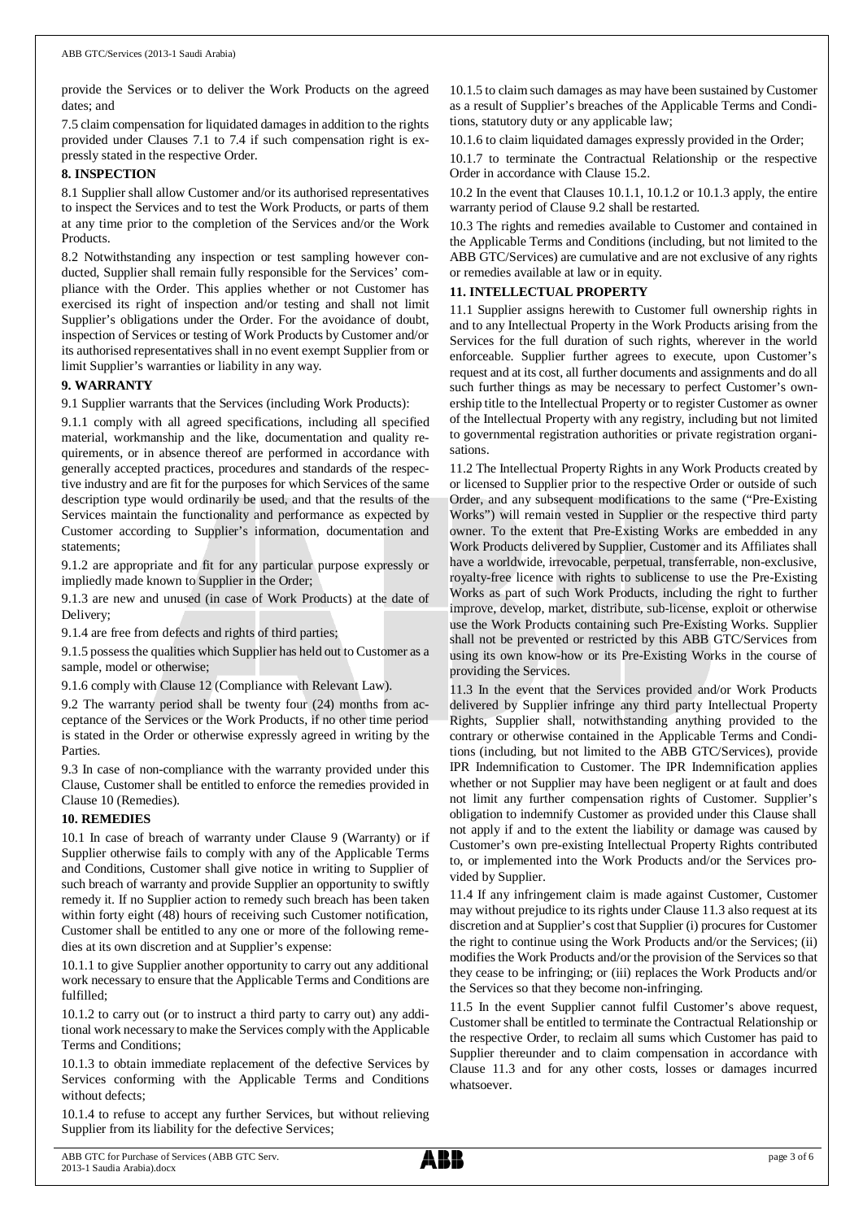provide the Services or to deliver the Work Products on the agreed dates; and

7.5 claim compensation for liquidated damages in addition to the rights provided under Clauses 7.1 to 7.4 if such compensation right is expressly stated in the respective Order.

**8. INSPECTION**

8.1 Supplier shall allow Customer and/or its authorised representatives to inspect the Services and to test the Work Products, or parts of them at any time prior to the completion of the Services and/or the Work Products.

8.2 Notwithstanding any inspection or test sampling however conducted, Supplier shall remain fully responsible for the Services' compliance with the Order. This applies whether or not Customer has exercised its right of inspection and/or testing and shall not limit Supplier's obligations under the Order. For the avoidance of doubt, inspection of Services or testing of Work Products by Customer and/or its authorised representatives shall in no event exempt Supplier from or limit Supplier's warranties or liability in any way.

**9. WARRANTY**

9.1 Supplier warrants that the Services (including Work Products):

9.1.1 comply with all agreed specifications, including all specified material, workmanship and the like, documentation and quality requirements, or in absence thereof are performed in accordance with generally accepted practices, procedures and standards of the respective industry and are fit for the purposes for which Services of the same description type would ordinarily be used, and that the results of the Services maintain the functionality and performance as expected by Customer according to Supplier's information, documentation and statements;

9.1.2 are appropriate and fit for any particular purpose expressly or impliedly made known to Supplier in the Order;

9.1.3 are new and unused (in case of Work Products) at the date of Delivery;

9.1.4 are free from defects and rights of third parties;

9.1.5 possess the qualities which Supplier has held out to Customer as a sample, model or otherwise;

9.1.6 comply with Clause 12 (Compliance with Relevant Law).

9.2 The warranty period shall be twenty four (24) months from acceptance of the Services or the Work Products, if no other time period is stated in the Order or otherwise expressly agreed in writing by the Parties.

9.3 In case of non-compliance with the warranty provided under this Clause, Customer shall be entitled to enforce the remedies provided in Clause 10 (Remedies).

**10. REMEDIES**

10.1 In case of breach of warranty under Clause 9 (Warranty) or if Supplier otherwise fails to comply with any of the Applicable Terms and Conditions, Customer shall give notice in writing to Supplier of such breach of warranty and provide Supplier an opportunity to swiftly remedy it. If no Supplier action to remedy such breach has been taken within forty eight (48) hours of receiving such Customer notification, Customer shall be entitled to any one or more of the following remedies at its own discretion and at Supplier's expense:

10.1.1 to give Supplier another opportunity to carry out any additional work necessary to ensure that the Applicable Terms and Conditions are fulfilled;

10.1.2 to carry out (or to instruct a third party to carry out) any additional work necessary to make the Services comply with the Applicable Terms and Conditions;

10.1.3 to obtain immediate replacement of the defective Services by Services conforming with the Applicable Terms and Conditions without defects;

10.1.4 to refuse to accept any further Services, but without relieving Supplier from its liability for the defective Services;

10.1.5 to claim such damages as may have been sustained by Customer as a result of Supplier's breaches of the Applicable Terms and Conditions, statutory duty or any applicable law;

10.1.6 to claim liquidated damages expressly provided in the Order;

10.1.7 to terminate the Contractual Relationship or the respective Order in accordance with Clause 15.2.

10.2 In the event that Clauses 10.1.1, 10.1.2 or 10.1.3 apply, the entire warranty period of Clause 9.2 shall be restarted.

10.3 The rights and remedies available to Customer and contained in the Applicable Terms and Conditions (including, but not limited to the ABB GTC/Services) are cumulative and are not exclusive of any rights or remedies available at law or in equity.

**11. INTELLECTUAL PROPERTY**

11.1 Supplier assigns herewith to Customer full ownership rights in and to any Intellectual Property in the Work Products arising from the Services for the full duration of such rights, wherever in the world enforceable. Supplier further agrees to execute, upon Customer's request and at its cost, all further documents and assignments and do all such further things as may be necessary to perfect Customer's ownership title to the Intellectual Property or to register Customer as owner of the Intellectual Property with any registry, including but not limited to governmental registration authorities or private registration organisations.

11.2 The Intellectual Property Rights in any Work Products created by or licensed to Supplier prior to the respective Order or outside of such Order, and any subsequent modifications to the same ("Pre-Existing Works") will remain vested in Supplier or the respective third party owner. To the extent that Pre-Existing Works are embedded in any Work Products delivered by Supplier, Customer and its Affiliates shall have a worldwide, irrevocable, perpetual, transferrable, non-exclusive, royalty-free licence with rights to sublicense to use the Pre-Existing Works as part of such Work Products, including the right to further improve, develop, market, distribute, sub-license, exploit or otherwise use the Work Products containing such Pre-Existing Works. Supplier shall not be prevented or restricted by this ABB GTC/Services from using its own know-how or its Pre-Existing Works in the course of providing the Services.

11.3 In the event that the Services provided and/or Work Products delivered by Supplier infringe any third party Intellectual Property Rights, Supplier shall, notwithstanding anything provided to the contrary or otherwise contained in the Applicable Terms and Conditions (including, but not limited to the ABB GTC/Services), provide IPR Indemnification to Customer. The IPR Indemnification applies whether or not Supplier may have been negligent or at fault and does not limit any further compensation rights of Customer. Supplier's obligation to indemnify Customer as provided under this Clause shall not apply if and to the extent the liability or damage was caused by Customer's own pre-existing Intellectual Property Rights contributed to, or implemented into the Work Products and/or the Services provided by Supplier.

11.4 If any infringement claim is made against Customer, Customer may without prejudice to its rights under Clause 11.3 also request at its discretion and at Supplier's cost that Supplier (i) procures for Customer the right to continue using the Work Products and/or the Services; (ii) modifies the Work Products and/or the provision of the Services so that they cease to be infringing; or (iii) replaces the Work Products and/or the Services so that they become non-infringing.

11.5 In the event Supplier cannot fulfil Customer's above request, Customer shall be entitled to terminate the Contractual Relationship or the respective Order, to reclaim all sums which Customer has paid to Supplier thereunder and to claim compensation in accordance with Clause 11.3 and for any other costs, losses or damages incurred whatsoever.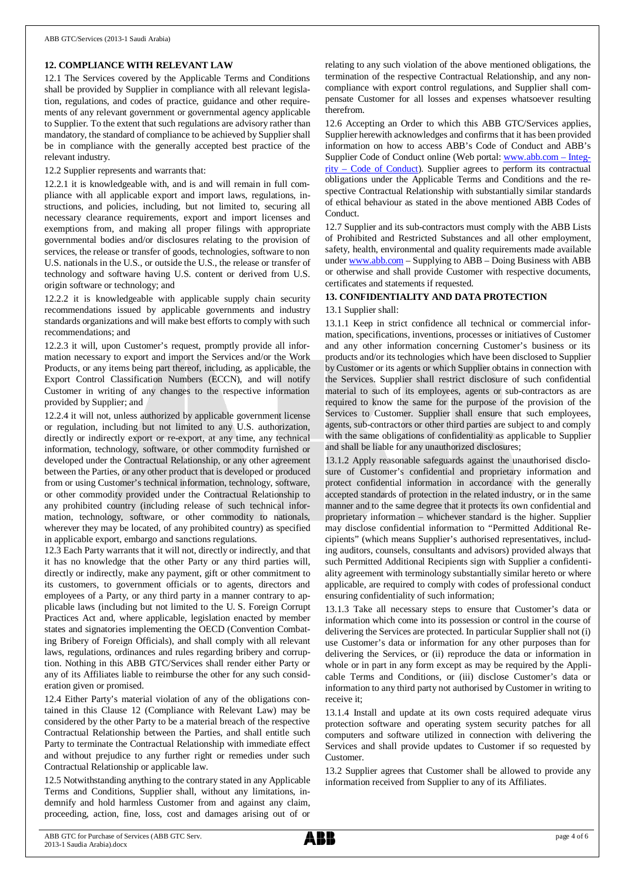## 12. COMPLIANCE WITH RELEVANT LAW

12.1 The Services covered by the Applicable Terms and Conditions shall be provided by Supplier in compliance with all relevant legislation, regulations, and codes of practice, guidance and other requirements of any relevant government or governmental agency applicable to Supplier. To the extent that such regulations are advisory rather than mandatory, the standard of compliance to be achieved by Supplier shall be in compliance with the generally accepted best practice of the relevant industry.

12.2 Supplier represents and warrants that:

12.2.1 it is knowledgeable with, and is and will remain in full compliance with all applicable export and import laws, regulations, instructions, and policies, including, but not limited to, securing all necessary clearance requirements, export and import licenses and exemptions from, and making all proper filings with appropriate governmental bodies and/or disclosures relating to the provision of services, the release or transfer of goods, technologies, software to non U.S. nationals in the U.S., or outside the U.S., the release or transfer of technology and software having U.S. content or derived from U.S. origin software or technology; and

12.2.2 it is knowledgeable with applicable supply chain security recommendations issued by applicable governments and industry standards organizations and will make best efforts to comply with such recommendations; and

12.2.3 it will, upon Customer's request, promptly provide all information necessary to export and import the Services and/or the Work Products, or any items being part thereof, including, as applicable, the Export Control Classification Numbers (ECCN), and will notify Customer in writing of any changes to the respective information provided by Supplier; and

12.2.4 it will not, unless authorized by applicable government license or regulation, including but not limited to any U.S. authorization, directly or indirectly export or re-export, at any time, any technical information, technology, software, or other commodity furnished or developed under the Contractual Relationship, or any other agreement between the Parties, or any other product that is developed or produced from or using Customer's technical information, technology, software, or other commodity provided under the Contractual Relationship to any prohibited country (including release of such technical information, technology, software, or other commodity to nationals, wherever they may be located, of any prohibited country) as specified in applicable export, embargo and sanctions regulations.

12.3 Each Party warrants that it will not, directly or indirectly, and that it has no knowledge that the other Party or any third parties will, directly or indirectly, make any payment, gift or other commitment to its customers, to government officials or to agents, directors and employees of a Party, or any third party in a manner contrary to applicable laws (including but not limited to the U. S. Foreign Corrupt Practices Act and, where applicable, legislation enacted by member states and signatories implementing the OECD (Convention Combating Bribery of Foreign Officials), and shall comply with all relevant laws, regulations, ordinances and rules regarding bribery and corruption. Nothing in this ABB GTC/Services shall render either Party or any of its Affiliates liable to reimburse the other for any such consideration given or promised.

12.4 Either Party's material violation of any of the obligations contained in this Clause 12 (Compliance with Relevant Law) may be considered by the other Party to be a material breach of the respective Contractual Relationship between the Parties, and shall entitle such Party to terminate the Contractual Relationship with immediate effect and without prejudice to any further right or remedies under such Contractual Relationship or applicable law.

12.5 Notwithstanding anything to the contrary stated in any Applicable Terms and Conditions, Supplier shall, without any limitations, indemnify and hold harmless Customer from and against any claim, proceeding, action, fine, loss, cost and damages arising out of or relating to any such violation of the above mentioned obligations, the termination of the respective Contractual Relationship, and any non-compliance with export control regulations, and Supplier shall compensate Customer for all losses and expenses whatsoever resulting therefrom.

12.6 Accepting an Order to which this ABB GTC/Services applies, Supplier herewith acknowledges and confirms that it has been provided information on how to access ABB's Code of Conduct and ABB's Supplier Code of Conduct online (Web portal: www.abb.com – Integrity – Code of Conduct). Supplier agrees to perform its contractual obligations under the Applicable Terms and Conditions and the respective Contractual Relationship with substantially similar standards of ethical behaviour as stated in the above mentioned ABB Codes of Conduct.

12.7 Supplier and its sub-contractors must comply with the ABB Lists of Prohibited and Restricted Substances and all other employment, safety, health, environmental and quality requirements made available under www.abb.com – Supplying to ABB – Doing Business with ABB or otherwise and shall provide Customer with respective documents, certificates and statements if requested.

## 13. CONFIDENTIALITY AND DATA PROTECTION

13.1 Supplier shall:

13.1.1 Keep in strict confidence all technical or commercial information, specifications, inventions, processes or initiatives of Customer and any other information concerning Customer's business or its products and/or its technologies which have been disclosed to Supplier by Customer or its agents or which Supplier obtains in connection with the Services. Supplier shall restrict disclosure of such confidential material to such of its employees, agents or sub-contractors as are required to know the same for the purpose of the provision of the Services to Customer. Supplier shall ensure that such employees, agents, sub-contractors or other third parties are subject to and comply with the same obligations of confidentiality as applicable to Supplier and shall be liable for any unauthorized disclosures;

13.1.2 Apply reasonable safeguards against the unauthorised disclosure of Customer's confidential and proprietary information and protect confidential information in accordance with the generally accepted standards of protection in the related industry, or in the same manner and to the same degree that it protects its own confidential and proprietary information – whichever standard is the higher. Supplier may disclose confidential information to "Permitted Additional Recipients" (which means Supplier's authorised representatives, including auditors, counsels, consultants and advisors) provided always that such Permitted Additional Recipients sign with Supplier a confidentiality agreement with terminology substantially similar hereto or where applicable, are required to comply with codes of professional conduct ensuring confidentiality of such information;

13.1.3 Take all necessary steps to ensure that Customer's data or information which come into its possession or control in the course of delivering the Services are protected. In particular Supplier shall not (i) use Customer's data or information for any other purposes than for delivering the Services, or (ii) reproduce the data or information in whole or in part in any form except as may be required by the Applicable Terms and Conditions, or (iii) disclose Customer's data or information to any third party not authorised by Customer in writing to receive it;

13.1.4 Install and update at its own costs required adequate virus protection software and operating system security patches for all computers and software utilized in connection with delivering the Services and shall provide updates to Customer if so requested by Customer.

13.2 Supplier agrees that Customer shall be allowed to provide any information received from Supplier to any of its Affiliates.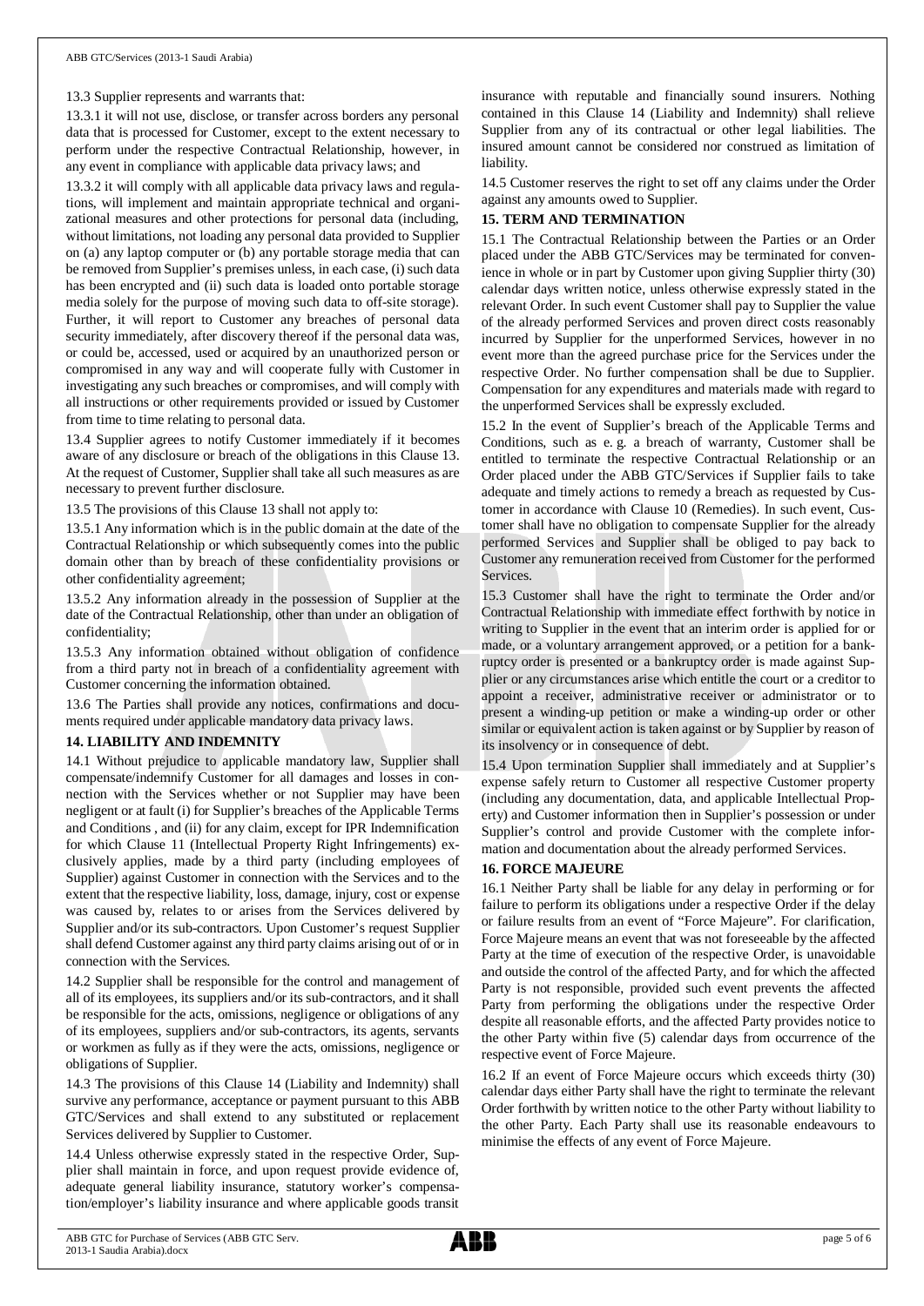13.3 Supplier represents and warrants that:

13.3.1 it will not use, disclose, or transfer across borders any personal data that is processed for Customer, except to the extent necessary to perform under the respective Contractual Relationship, however, in any event in compliance with applicable data privacy laws; and

13.3.2 it will comply with all applicable data privacy laws and regulations, will implement and maintain appropriate technical and organizational measures and other protections for personal data (including, without limitations, not loading any personal data provided to Supplier on (a) any laptop computer or (b) any portable storage media that can be removed from Supplier's premises unless, in each case, (i) such data has been encrypted and (ii) such data is loaded onto portable storage media solely for the purpose of moving such data to off-site storage). Further, it will report to Customer any breaches of personal data security immediately, after discovery thereof if the personal data was, or could be, accessed, used or acquired by an unauthorized person or compromised in any way and will cooperate fully with Customer in investigating any such breaches or compromises, and will comply with all instructions or other requirements provided or issued by Customer from time to time relating to personal data.

13.4 Supplier agrees to notify Customer immediately if it becomes aware of any disclosure or breach of the obligations in this Clause 13. At the request of Customer, Supplier shall take all such measures as are necessary to prevent further disclosure.

13.5 The provisions of this Clause 13 shall not apply to:

13.5.1 Any information which is in the public domain at the date of the Contractual Relationship or which subsequently comes into the public domain other than by breach of these confidentiality provisions or other confidentiality agreement;

13.5.2 Any information already in the possession of Supplier at the date of the Contractual Relationship, other than under an obligation of confidentiality;

13.5.3 Any information obtained without obligation of confidence from a third party not in breach of a confidentiality agreement with Customer concerning the information obtained.

13.6 The Parties shall provide any notices, confirmations and documents required under applicable mandatory data privacy laws.

## 14. LIABILITY AND INDEMNITY

14.1 Without prejudice to applicable mandatory law, Supplier shall compensate/indemnify Customer for all damages and losses in connection with the Services whether or not Supplier may have been negligent or at fault (i) for Supplier's breaches of the Applicable Terms and Conditions , and (ii) for any claim, except for IPR Indemnification for which Clause 11 (Intellectual Property Right Infringements) exclusively applies, made by a third party (including employees of Supplier) against Customer in connection with the Services and to the extent that the respective liability, loss, damage, injury, cost or expense was caused by, relates to or arises from the Services delivered by Supplier and/or its sub-contractors. Upon Customer's request Supplier shall defend Customer against any third party claims arising out of or in connection with the Services.

14.2 Supplier shall be responsible for the control and management of all of its employees, its suppliers and/or its sub-contractors, and it shall be responsible for the acts, omissions, negligence or obligations of any of its employees, suppliers and/or sub-contractors, its agents, servants or workmen as fully as if they were the acts, omissions, negligence or obligations of Supplier.

14.3 The provisions of this Clause 14 (Liability and Indemnity) shall survive any performance, acceptance or payment pursuant to this ABB GTC/Services and shall extend to any substituted or replacement Services delivered by Supplier to Customer.

14.4 Unless otherwise expressly stated in the respective Order, Supplier shall maintain in force, and upon request provide evidence of, adequate general liability insurance, statutory worker's compensation/employer's liability insurance and where applicable goods transit insurance with reputable and financially sound insurers. Nothing contained in this Clause 14 (Liability and Indemnity) shall relieve Supplier from any of its contractual or other legal liabilities. The insured amount cannot be considered nor construed as limitation of liability.

14.5 Customer reserves the right to set off any claims under the Order against any amounts owed to Supplier.

## 15. TERM AND TERMINATION

15.1 The Contractual Relationship between the Parties or an Order placed under the ABB GTC/Services may be terminated for convenience in whole or in part by Customer upon giving Supplier thirty (30) calendar days written notice, unless otherwise expressly stated in the relevant Order. In such event Customer shall pay to Supplier the value of the already performed Services and proven direct costs reasonably incurred by Supplier for the unperformed Services, however in no event more than the agreed purchase price for the Services under the respective Order. No further compensation shall be due to Supplier. Compensation for any expenditures and materials made with regard to the unperformed Services shall be expressly excluded.

15.2 In the event of Supplier's breach of the Applicable Terms and Conditions, such as e. g. a breach of warranty, Customer shall be entitled to terminate the respective Contractual Relationship or an Order placed under the ABB GTC/Services if Supplier fails to take adequate and timely actions to remedy a breach as requested by Customer in accordance with Clause 10 (Remedies). In such event, Customer shall have no obligation to compensate Supplier for the already performed Services and Supplier shall be obliged to pay back to Customer any remuneration received from Customer for the performed Services.

15.3 Customer shall have the right to terminate the Order and/or Contractual Relationship with immediate effect forthwith by notice in writing to Supplier in the event that an interim order is applied for or made, or a voluntary arrangement approved, or a petition for a bankruptcy order is presented or a bankruptcy order is made against Supplier or any circumstances arise which entitle the court or a creditor to appoint a receiver, administrative receiver or administrator or to present a winding-up petition or make a winding-up order or other similar or equivalent action is taken against or by Supplier by reason of its insolvency or in consequence of debt.

15.4 Upon termination Supplier shall immediately and at Supplier's expense safely return to Customer all respective Customer property (including any documentation, data, and applicable Intellectual Property) and Customer information then in Supplier's possession or under Supplier's control and provide Customer with the complete information and documentation about the already performed Services.

## 16. FORCE MAJEURE

16.1 Neither Party shall be liable for any delay in performing or for failure to perform its obligations under a respective Order if the delay or failure results from an event of "Force Majeure". For clarification, Force Majeure means an event that was not foreseeable by the affected Party at the time of execution of the respective Order, is unavoidable and outside the control of the affected Party, and for which the affected Party is not responsible, provided such event prevents the affected Party from performing the obligations under the respective Order despite all reasonable efforts, and the affected Party provides notice to the other Party within five (5) calendar days from occurrence of the respective event of Force Majeure.

16.2 If an event of Force Majeure occurs which exceeds thirty (30) calendar days either Party shall have the right to terminate the relevant Order forthwith by written notice to the other Party without liability to the other Party. Each Party shall use its reasonable endeavours to minimise the effects of any event of Force Majeure.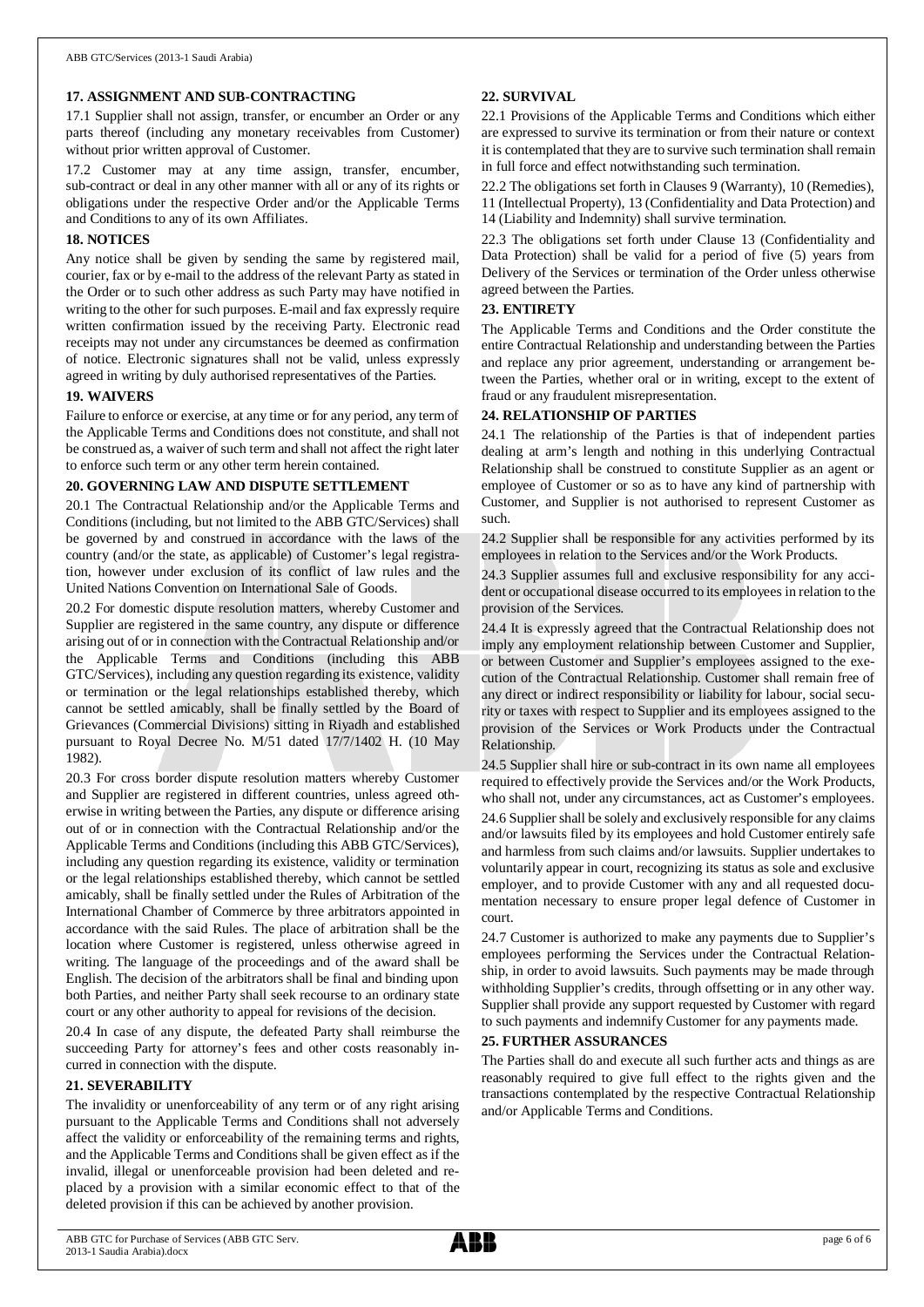## 17. ASSIGNMENT AND SUB-CONTRACTING

17.1 Supplier shall not assign, transfer, or encumber an Order or any parts thereof (including any monetary receivables from Customer) without prior written approval of Customer.

17.2 Customer may at any time assign, transfer, encumber, sub-contract or deal in any other manner with all or any of its rights or obligations under the respective Order and/or the Applicable Terms and Conditions to any of its own Affiliates.

## 18. NOTICES

Any notice shall be given by sending the same by registered mail, courier, fax or by e-mail to the address of the relevant Party as stated in the Order or to such other address as such Party may have notified in writing to the other for such purposes. E-mail and fax expressly require written confirmation issued by the receiving Party. Electronic read receipts may not under any circumstances be deemed as confirmation of notice. Electronic signatures shall not be valid, unless expressly agreed in writing by duly authorised representatives of the Parties.

## 19. WAIVERS

Failure to enforce or exercise, at any time or for any period, any term of the Applicable Terms and Conditions does not constitute, and shall not be construed as, a waiver of such term and shall not affect the right later to enforce such term or any other term herein contained.

## 20. GOVERNING LAW AND DISPUTE SETTLEMENT

20.1 The Contractual Relationship and/or the Applicable Terms and Conditions (including, but not limited to the ABB GTC/Services) shall be governed by and construed in accordance with the laws of the country (and/or the state, as applicable) of Customer's legal registration, however under exclusion of its conflict of law rules and the United Nations Convention on International Sale of Goods.

20.2 For domestic dispute resolution matters, whereby Customer and Supplier are registered in the same country, any dispute or difference arising out of or in connection with the Contractual Relationship and/or the Applicable Terms and Conditions (including this ABB GTC/Services), including any question regarding its existence, validity or termination or the legal relationships established thereby, which cannot be settled amicably, shall be finally settled by the Board of Grievances (Commercial Divisions) sitting in Riyadh and established pursuant to Royal Decree No. M/51 dated 17/7/1402 H. (10 May 1982).

20.3 For cross border dispute resolution matters whereby Customer and Supplier are registered in different countries, unless agreed otherwise in writing between the Parties, any dispute or difference arising out of or in connection with the Contractual Relationship and/or the Applicable Terms and Conditions (including this ABB GTC/Services), including any question regarding its existence, validity or termination or the legal relationships established thereby, which cannot be settled amicably, shall be finally settled under the Rules of Arbitration of the International Chamber of Commerce by three arbitrators appointed in accordance with the said Rules. The place of arbitration shall be the location where Customer is registered, unless otherwise agreed in writing. The language of the proceedings and of the award shall be English. The decision of the arbitrators shall be final and binding upon both Parties, and neither Party shall seek recourse to an ordinary state court or any other authority to appeal for revisions of the decision.

20.4 In case of any dispute, the defeated Party shall reimburse the succeeding Party for attorney's fees and other costs reasonably incurred in connection with the dispute.

## 21. SEVERABILITY

The invalidity or unenforceability of any term or of any right arising pursuant to the Applicable Terms and Conditions shall not adversely affect the validity or enforceability of the remaining terms and rights, and the Applicable Terms and Conditions shall be given effect as if the invalid, illegal or unenforceable provision had been deleted and replaced by a provision with a similar economic effect to that of the deleted provision if this can be achieved by another provision.

## 22. SURVIVAL

22.1 Provisions of the Applicable Terms and Conditions which either are expressed to survive its termination or from their nature or context it is contemplated that they are to survive such termination shall remain in full force and effect notwithstanding such termination.

22.2 The obligations set forth in Clauses 9 (Warranty), 10 (Remedies), 11 (Intellectual Property), 13 (Confidentiality and Data Protection) and 14 (Liability and Indemnity) shall survive termination.

22.3 The obligations set forth under Clause 13 (Confidentiality and Data Protection) shall be valid for a period of five (5) years from Delivery of the Services or termination of the Order unless otherwise agreed between the Parties.

## 23. ENTIRETY

The Applicable Terms and Conditions and the Order constitute the entire Contractual Relationship and understanding between the Parties and replace any prior agreement, understanding or arrangement between the Parties, whether oral or in writing, except to the extent of fraud or any fraudulent misrepresentation.

## 24. RELATIONSHIP OF PARTIES

24.1 The relationship of the Parties is that of independent parties dealing at arm's length and nothing in this underlying Contractual Relationship shall be construed to constitute Supplier as an agent or employee of Customer or so as to have any kind of partnership with Customer, and Supplier is not authorised to represent Customer as such.

24.2 Supplier shall be responsible for any activities performed by its employees in relation to the Services and/or the Work Products.

24.3 Supplier assumes full and exclusive responsibility for any accident or occupational disease occurred to its employees in relation to the provision of the Services.

24.4 It is expressly agreed that the Contractual Relationship does not imply any employment relationship between Customer and Supplier, or between Customer and Supplier's employees assigned to the execution of the Contractual Relationship. Customer shall remain free of any direct or indirect responsibility or liability for labour, social security or taxes with respect to Supplier and its employees assigned to the provision of the Services or Work Products under the Contractual Relationship.

24.5 Supplier shall hire or sub-contract in its own name all employees required to effectively provide the Services and/or the Work Products, who shall not, under any circumstances, act as Customer's employees.

24.6 Supplier shall be solely and exclusively responsible for any claims and/or lawsuits filed by its employees and hold Customer entirely safe and harmless from such claims and/or lawsuits. Supplier undertakes to voluntarily appear in court, recognizing its status as sole and exclusive employer, and to provide Customer with any and all requested documentation necessary to ensure proper legal defence of Customer in court.

24.7 Customer is authorized to make any payments due to Supplier's employees performing the Services under the Contractual Relationship, in order to avoid lawsuits. Such payments may be made through withholding Supplier's credits, through offsetting or in any other way. Supplier shall provide any support requested by Customer with regard to such payments and indemnify Customer for any payments made.

## 25. FURTHER ASSURANCES

The Parties shall do and execute all such further acts and things as are reasonably required to give full effect to the rights given and the transactions contemplated by the respective Contractual Relationship and/or Applicable Terms and Conditions.